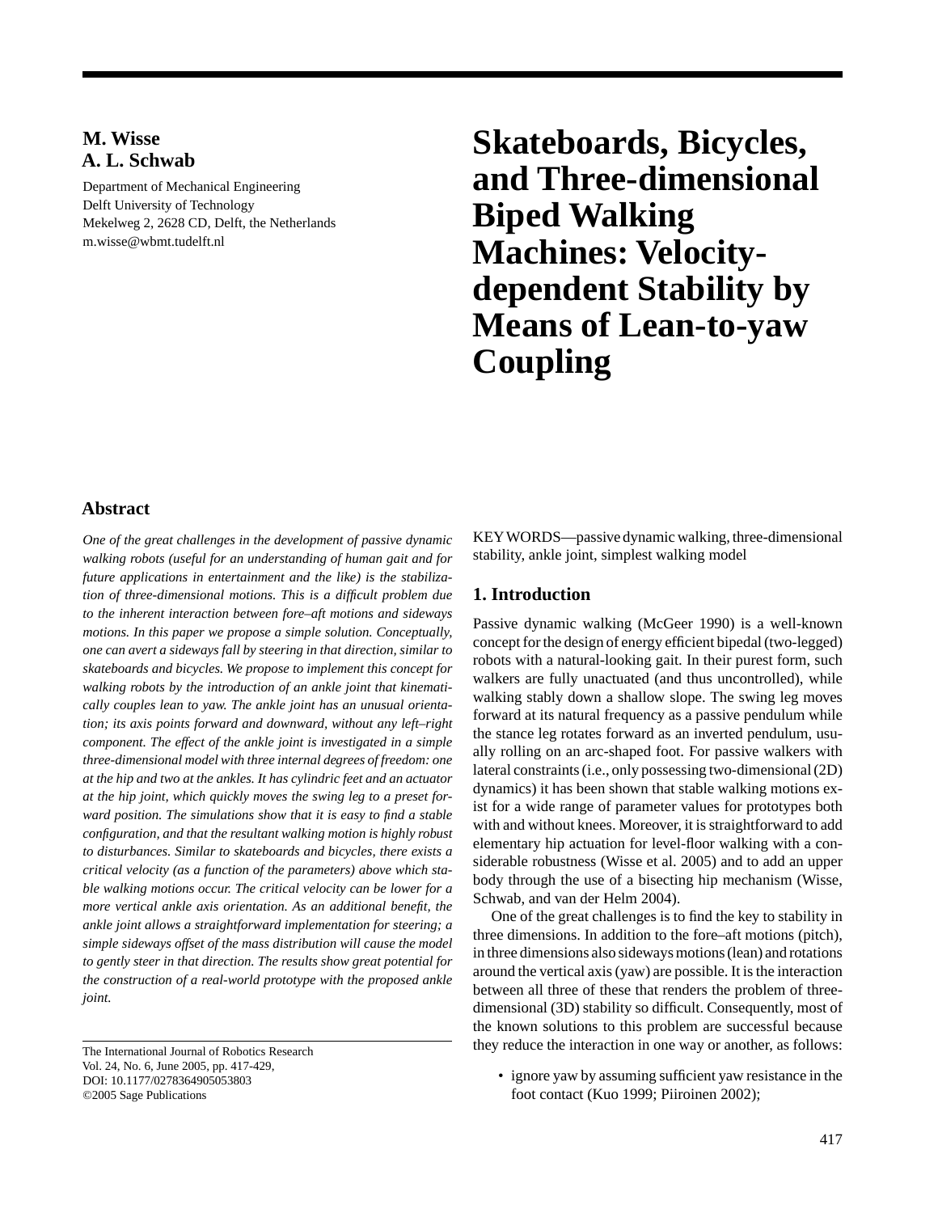**M. Wisse**
**A. L. Schwab**

Department of Mechanical Engineering
Delft University of Technology
Mekelweg 2, 2628 CD, Delft, the Netherlands
m.wisse@wbmt.tudelft.nl

# Skateboards, Bicycles, and Three-dimensional Biped Walking Machines: Velocity-dependent Stability by Means of Lean-to-yaw Coupling

## Abstract

*One of the great challenges in the development of passive dynamic walking robots (useful for an understanding of human gait and for future applications in entertainment and the like) is the stabilization of three-dimensional motions. This is a difficult problem due to the inherent interaction between fore–aft motions and sideways motions. In this paper we propose a simple solution. Conceptually, one can avert a sideways fall by steering in that direction, similar to skateboards and bicycles. We propose to implement this concept for walking robots by the introduction of an ankle joint that kinematically couples lean to yaw. The ankle joint has an unusual orientation; its axis points forward and downward, without any left–right component. The effect of the ankle joint is investigated in a simple three-dimensional model with three internal degrees of freedom: one at the hip and two at the ankles. It has cylindric feet and an actuator at the hip joint, which quickly moves the swing leg to a preset forward position. The simulations show that it is easy to find a stable configuration, and that the resultant walking motion is highly robust to disturbances. Similar to skateboards and bicycles, there exists a critical velocity (as a function of the parameters) above which stable walking motions occur. The critical velocity can be lower for a more vertical ankle axis orientation. As an additional benefit, the ankle joint allows a straightforward implementation for steering; a simple sideways offset of the mass distribution will cause the model to gently steer in that direction. The results show great potential for the construction of a real-world prototype with the proposed ankle joint.*

The International Journal of Robotics Research
Vol. 24, No. 6, June 2005, pp. 417-429,
DOI: 10.1177/0278364905053803
©2005 Sage Publications

KEY WORDS—passive dynamic walking, three-dimensional stability, ankle joint, simplest walking model

## 1. Introduction

Passive dynamic walking (McGeer 1990) is a well-known concept for the design of energy efficient bipedal (two-legged) robots with a natural-looking gait. In their purest form, such walkers are fully unactuated (and thus uncontrolled), while walking stably down a shallow slope. The swing leg moves forward at its natural frequency as a passive pendulum while the stance leg rotates forward as an inverted pendulum, usually rolling on an arc-shaped foot. For passive walkers with lateral constraints (i.e., only possessing two-dimensional (2D) dynamics) it has been shown that stable walking motions exist for a wide range of parameter values for prototypes both with and without knees. Moreover, it is straightforward to add elementary hip actuation for level-floor walking with a considerable robustness (Wisse et al. 2005) and to add an upper body through the use of a bisecting hip mechanism (Wisse, Schwab, and van der Helm 2004).

One of the great challenges is to find the key to stability in three dimensions. In addition to the fore–aft motions (pitch), in three dimensions also sideways motions (lean) and rotations around the vertical axis (yaw) are possible. It is the interaction between all three of these that renders the problem of three-dimensional (3D) stability so difficult. Consequently, most of the known solutions to this problem are successful because they reduce the interaction in one way or another, as follows:

- ignore yaw by assuming sufficient yaw resistance in the foot contact (Kuo 1999; Piiroinen 2002);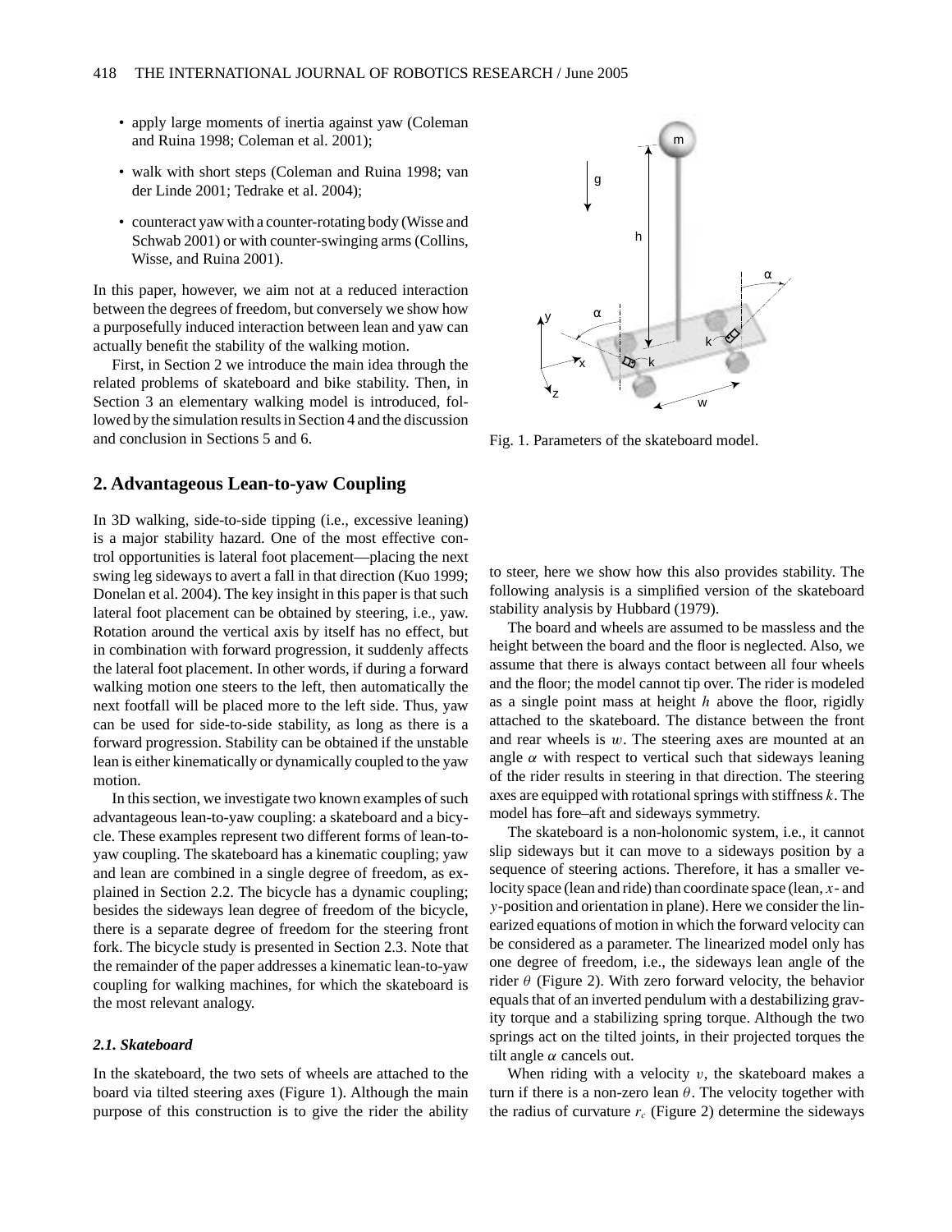- apply large moments of inertia against yaw (Coleman and Ruina 1998; Coleman et al. 2001);
- walk with short steps (Coleman and Ruina 1998; van der Linde 2001; Tedrake et al. 2004);
- counteract yaw with a counter-rotating body (Wisse and Schwab 2001) or with counter-swinging arms (Collins, Wisse, and Ruina 2001).

In this paper, however, we aim not at a reduced interaction between the degrees of freedom, but conversely we show how a purposefully induced interaction between lean and yaw can actually benefit the stability of the walking motion.

First, in Section 2 we introduce the main idea through the related problems of skateboard and bike stability. Then, in Section 3 an elementary walking model is introduced, followed by the simulation results in Section 4 and the discussion and conclusion in Sections 5 and 6.

## 2. Advantageous Lean-to-yaw Coupling

In 3D walking, side-to-side tipping (i.e., excessive leaning) is a major stability hazard. One of the most effective control opportunities is lateral foot placement—placing the next swing leg sideways to avert a fall in that direction (Kuo 1999; Donelan et al. 2004). The key insight in this paper is that such lateral foot placement can be obtained by steering, i.e., yaw. Rotation around the vertical axis by itself has no effect, but in combination with forward progression, it suddenly affects the lateral foot placement. In other words, if during a forward walking motion one steers to the left, then automatically the next footfall will be placed more to the left side. Thus, yaw can be used for side-to-side stability, as long as there is a forward progression. Stability can be obtained if the unstable lean is either kinematically or dynamically coupled to the yaw motion.

In this section, we investigate two known examples of such advantageous lean-to-yaw coupling: a skateboard and a bicycle. These examples represent two different forms of lean-to-yaw coupling. The skateboard has a kinematic coupling; yaw and lean are combined in a single degree of freedom, as explained in Section 2.2. The bicycle has a dynamic coupling; besides the sideways lean degree of freedom of the bicycle, there is a separate degree of freedom for the steering front fork. The bicycle study is presented in Section 2.3. Note that the remainder of the paper addresses a kinematic lean-to-yaw coupling for walking machines, for which the skateboard is the most relevant analogy.

### *2.1. Skateboard*

In the skateboard, the two sets of wheels are attached to the board via tilted steering axes (Figure 1). Although the main purpose of this construction is to give the rider the ability to steer, here we show how this also provides stability. The following analysis is a simplified version of the skateboard stability analysis by Hubbard (1979).

m
g
h
α
y
α
k
k
x
z
w

Fig. 1. Parameters of the skateboard model.

The board and wheels are assumed to be massless and the height between the board and the floor is neglected. Also, we assume that there is always contact between all four wheels and the floor; the model cannot tip over. The rider is modeled as a single point mass at height $h$ above the floor, rigidly attached to the skateboard. The distance between the front and rear wheels is $w$. The steering axes are mounted at an angle $\alpha$ with respect to vertical such that sideways leaning of the rider results in steering in that direction. The steering axes are equipped with rotational springs with stiffness $k$. The model has fore–aft and sideways symmetry.

The skateboard is a non-holonomic system, i.e., it cannot slip sideways but it can move to a sideways position by a sequence of steering actions. Therefore, it has a smaller velocity space (lean and ride) than coordinate space (lean, $x$- and $y$-position and orientation in plane). Here we consider the linearized equations of motion in which the forward velocity can be considered as a parameter. The linearized model only has one degree of freedom, i.e., the sideways lean angle of the rider $\theta$ (Figure 2). With zero forward velocity, the behavior equals that of an inverted pendulum with a destabilizing gravity torque and a stabilizing spring torque. Although the two springs act on the tilted joints, in their projected torques the tilt angle $\alpha$ cancels out.

When riding with a velocity $v$, the skateboard makes a turn if there is a non-zero lean $\theta$. The velocity together with the radius of curvature $r_c$ (Figure 2) determine the sideways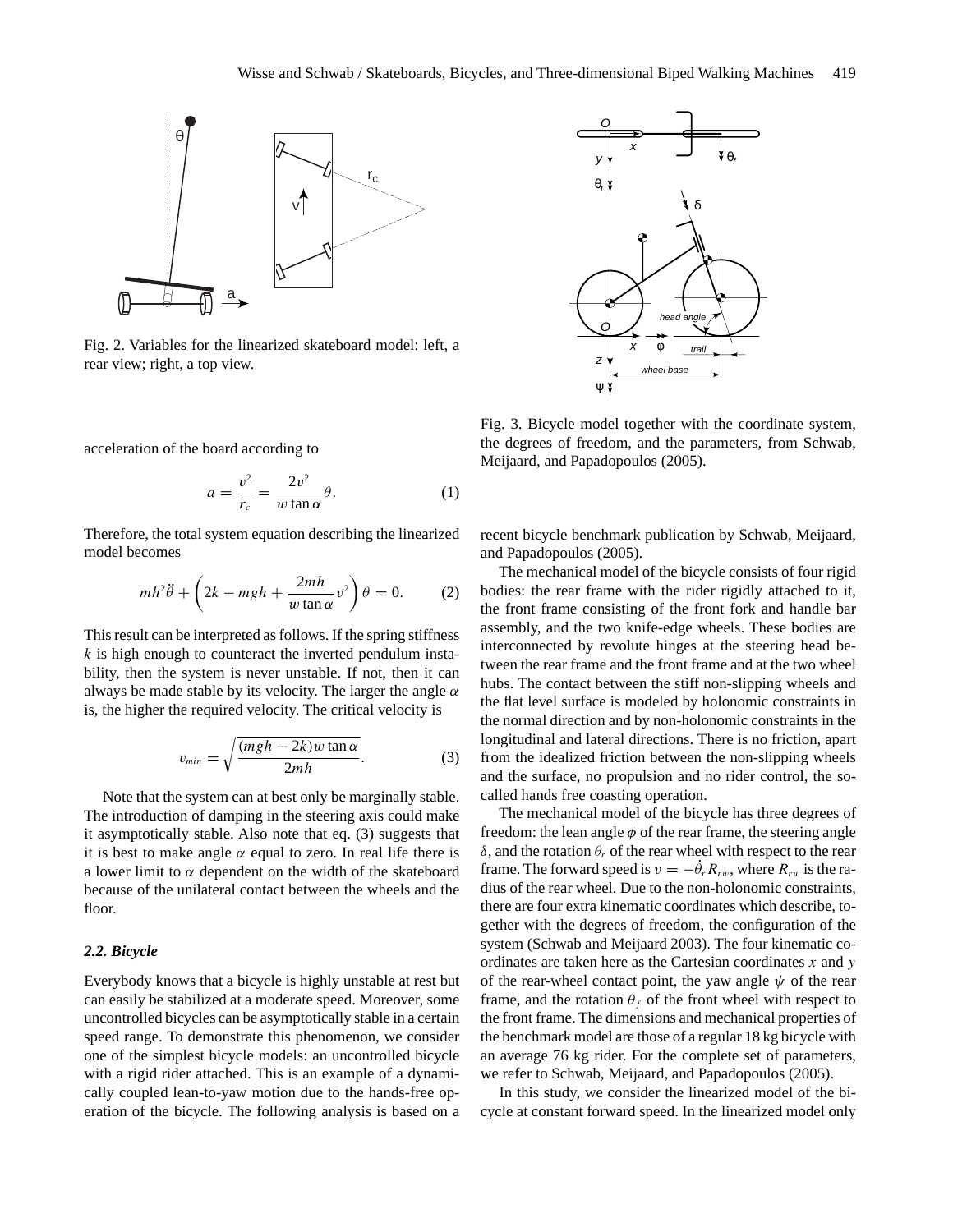θ

a

v

$r_c$

Fig. 2. Variables for the linearized skateboard model: left, a rear view; right, a top view.

O

x

y

$\theta_f$

$\theta_r$

δ

head angle

O

x

φ

trail

z

wheel base

ψ

Fig. 3. Bicycle model together with the coordinate system, the degrees of freedom, and the parameters, from Schwab, Meijaard, and Papadopoulos (2005).

acceleration of the board according to

$$a = \frac{v^2}{r_c} = \frac{2v^2}{w \tan \alpha}\theta. \tag{1}$$

Therefore, the total system equation describing the linearized model becomes

$$mh^2\ddot{\theta} + \left(2k - mgh + \frac{2mh}{w \tan \alpha}v^2\right)\theta = 0. \tag{2}$$

This result can be interpreted as follows. If the spring stiffness $k$ is high enough to counteract the inverted pendulum instability, then the system is never unstable. If not, then it can always be made stable by its velocity. The larger the angle $\alpha$ is, the higher the required velocity. The critical velocity is

$$v_{min} = \sqrt{\frac{(mgh - 2k)w \tan \alpha}{2mh}}. \tag{3}$$

Note that the system can at best only be marginally stable. The introduction of damping in the steering axis could make it asymptotically stable. Also note that eq. (3) suggests that it is best to make angle $\alpha$ equal to zero. In real life there is a lower limit to $\alpha$ dependent on the width of the skateboard because of the unilateral contact between the wheels and the floor.

### *2.2. Bicycle*

Everybody knows that a bicycle is highly unstable at rest but can easily be stabilized at a moderate speed. Moreover, some uncontrolled bicycles can be asymptotically stable in a certain speed range. To demonstrate this phenomenon, we consider one of the simplest bicycle models: an uncontrolled bicycle with a rigid rider attached. This is an example of a dynamically coupled lean-to-yaw motion due to the hands-free operation of the bicycle. The following analysis is based on a recent bicycle benchmark publication by Schwab, Meijaard, and Papadopoulos (2005).

The mechanical model of the bicycle consists of four rigid bodies: the rear frame with the rider rigidly attached to it, the front frame consisting of the front fork and handle bar assembly, and the two knife-edge wheels. These bodies are interconnected by revolute hinges at the steering head between the rear frame and the front frame and at the two wheel hubs. The contact between the stiff non-slipping wheels and the flat level surface is modeled by holonomic constraints in the normal direction and by non-holonomic constraints in the longitudinal and lateral directions. There is no friction, apart from the idealized friction between the non-slipping wheels and the surface, no propulsion and no rider control, the so-called hands free coasting operation.

The mechanical model of the bicycle has three degrees of freedom: the lean angle $\phi$ of the rear frame, the steering angle $\delta$, and the rotation $\theta_r$ of the rear wheel with respect to the rear frame. The forward speed is $v = -\dot{\theta}_r R_{rw}$, where $R_{rw}$ is the radius of the rear wheel. Due to the non-holonomic constraints, there are four extra kinematic coordinates which describe, together with the degrees of freedom, the configuration of the system (Schwab and Meijaard 2003). The four kinematic coordinates are taken here as the Cartesian coordinates $x$ and $y$ of the rear-wheel contact point, the yaw angle $\psi$ of the rear frame, and the rotation $\theta_f$ of the front wheel with respect to the front frame. The dimensions and mechanical properties of the benchmark model are those of a regular 18 kg bicycle with an average 76 kg rider. For the complete set of parameters, we refer to Schwab, Meijaard, and Papadopoulos (2005).

In this study, we consider the linearized model of the bicycle at constant forward speed. In the linearized model only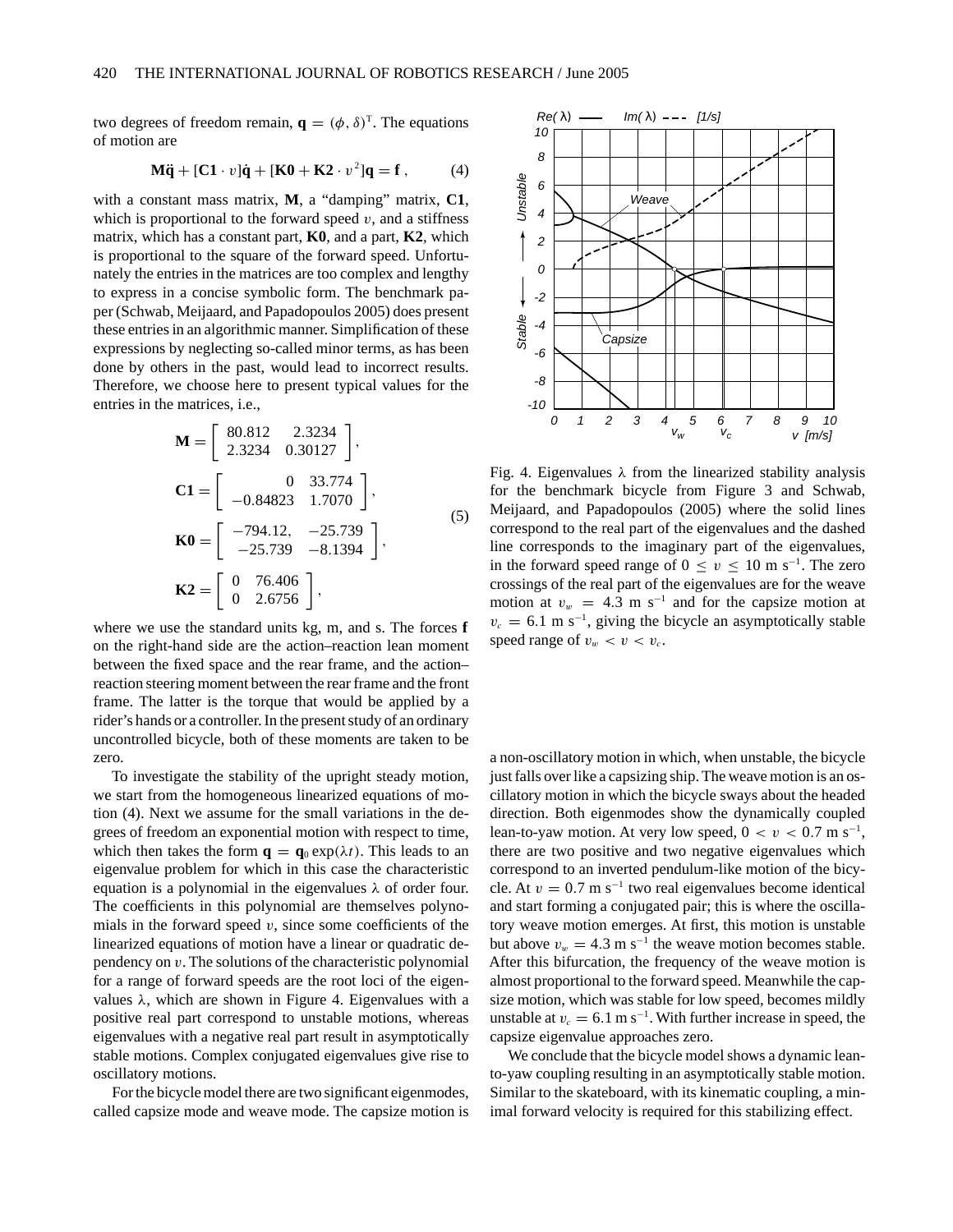two degrees of freedom remain, $\mathbf{q} = (\phi, \delta)^{\mathrm{T}}$. The equations of motion are

$$\mathbf{M}\ddot{\mathbf{q}} + [\mathbf{C1} \cdot v]\dot{\mathbf{q}} + [\mathbf{K0} + \mathbf{K2} \cdot v^2]\mathbf{q} = \mathbf{f}\ , \qquad (4)$$

with a constant mass matrix, **M**, a "damping" matrix, **C1**, which is proportional to the forward speed $v$, and a stiffness matrix, which has a constant part, **K0**, and a part, **K2**, which is proportional to the square of the forward speed. Unfortunately the entries in the matrices are too complex and lengthy to express in a concise symbolic form. The benchmark paper (Schwab, Meijaard, and Papadopoulos 2005) does present these entries in an algorithmic manner. Simplification of these expressions by neglecting so-called minor terms, as has been done by others in the past, would lead to incorrect results. Therefore, we choose here to present typical values for the entries in the matrices, i.e.,

$$\mathbf{M} = \begin{bmatrix} 80.812 & 2.3234 \\ 2.3234 & 0.30127 \end{bmatrix},$$

$$\mathbf{C1} = \begin{bmatrix} 0 & 33.774 \\ -0.84823 & 1.7070 \end{bmatrix},$$

$$\mathbf{K0} = \begin{bmatrix} -794.12, & -25.739 \\ -25.739 & -8.1394 \end{bmatrix},$$

$$\mathbf{K2} = \begin{bmatrix} 0 & 76.406 \\ 0 & 2.6756 \end{bmatrix}, \qquad (5)$$

where we use the standard units kg, m, and s. The forces **f** on the right-hand side are the action–reaction lean moment between the fixed space and the rear frame, and the action–reaction steering moment between the rear frame and the front frame. The latter is the torque that would be applied by a rider's hands or a controller. In the present study of an ordinary uncontrolled bicycle, both of these moments are taken to be zero.

To investigate the stability of the upright steady motion, we start from the homogeneous linearized equations of motion (4). Next we assume for the small variations in the degrees of freedom an exponential motion with respect to time, which then takes the form $\mathbf{q} = \mathbf{q}_0 \exp(\lambda t)$. This leads to an eigenvalue problem for which in this case the characteristic equation is a polynomial in the eigenvalues $\lambda$ of order four. The coefficients in this polynomial are themselves polynomials in the forward speed $v$, since some coefficients of the linearized equations of motion have a linear or quadratic dependency on $v$. The solutions of the characteristic polynomial for a range of forward speeds are the root loci of the eigenvalues $\lambda$, which are shown in Figure 4. Eigenvalues with a positive real part correspond to unstable motions, whereas eigenvalues with a negative real part result in asymptotically stable motions. Complex conjugated eigenvalues give rise to oscillatory motions.

For the bicycle model there are two significant eigenmodes, called capsize mode and weave mode. The capsize motion is a non-oscillatory motion in which, when unstable, the bicycle just falls over like a capsizing ship. The weave motion is an oscillatory motion in which the bicycle sways about the headed direction. Both eigenmodes show the dynamically coupled lean-to-yaw motion. At very low speed, $0 < v < 0.7$ m s$^{-1}$, there are two positive and two negative eigenvalues which correspond to an inverted pendulum-like motion of the bicycle. At $v = 0.7$ m s$^{-1}$ two real eigenvalues become identical and start forming a conjugated pair; this is where the oscillatory weave motion emerges. At first, this motion is unstable but above $v_w = 4.3$ m s$^{-1}$ the weave motion becomes stable. After this bifurcation, the frequency of the weave motion is almost proportional to the forward speed. Meanwhile the capsize motion, which was stable for low speed, becomes mildly unstable at $v_c = 6.1$ m s$^{-1}$. With further increase in speed, the capsize eigenvalue approaches zero.

We conclude that the bicycle model shows a dynamic lean-to-yaw coupling resulting in an asymptotically stable motion. Similar to the skateboard, with its kinematic coupling, a minimal forward velocity is required for this stabilizing effect.

Re(λ) —— Im(λ) - - - [1/s]

10, 8, 6, 4, 2, 0, -2, -4, -6, -8, -10

Unstable

Stable

Weave

Capsize

0 1 2 3 4 5 6 7 8 9 10

$v_w$ $v_c$ v [m/s]

Fig. 4. Eigenvalues $\lambda$ from the linearized stability analysis for the benchmark bicycle from Figure 3 and Schwab, Meijaard, and Papadopoulos (2005) where the solid lines correspond to the real part of the eigenvalues and the dashed line corresponds to the imaginary part of the eigenvalues, in the forward speed range of $0 \leq v \leq 10$ m s$^{-1}$. The zero crossings of the real part of the eigenvalues are for the weave motion at $v_w = 4.3$ m s$^{-1}$ and for the capsize motion at $v_c = 6.1$ m s$^{-1}$, giving the bicycle an asymptotically stable speed range of $v_w < v < v_c$.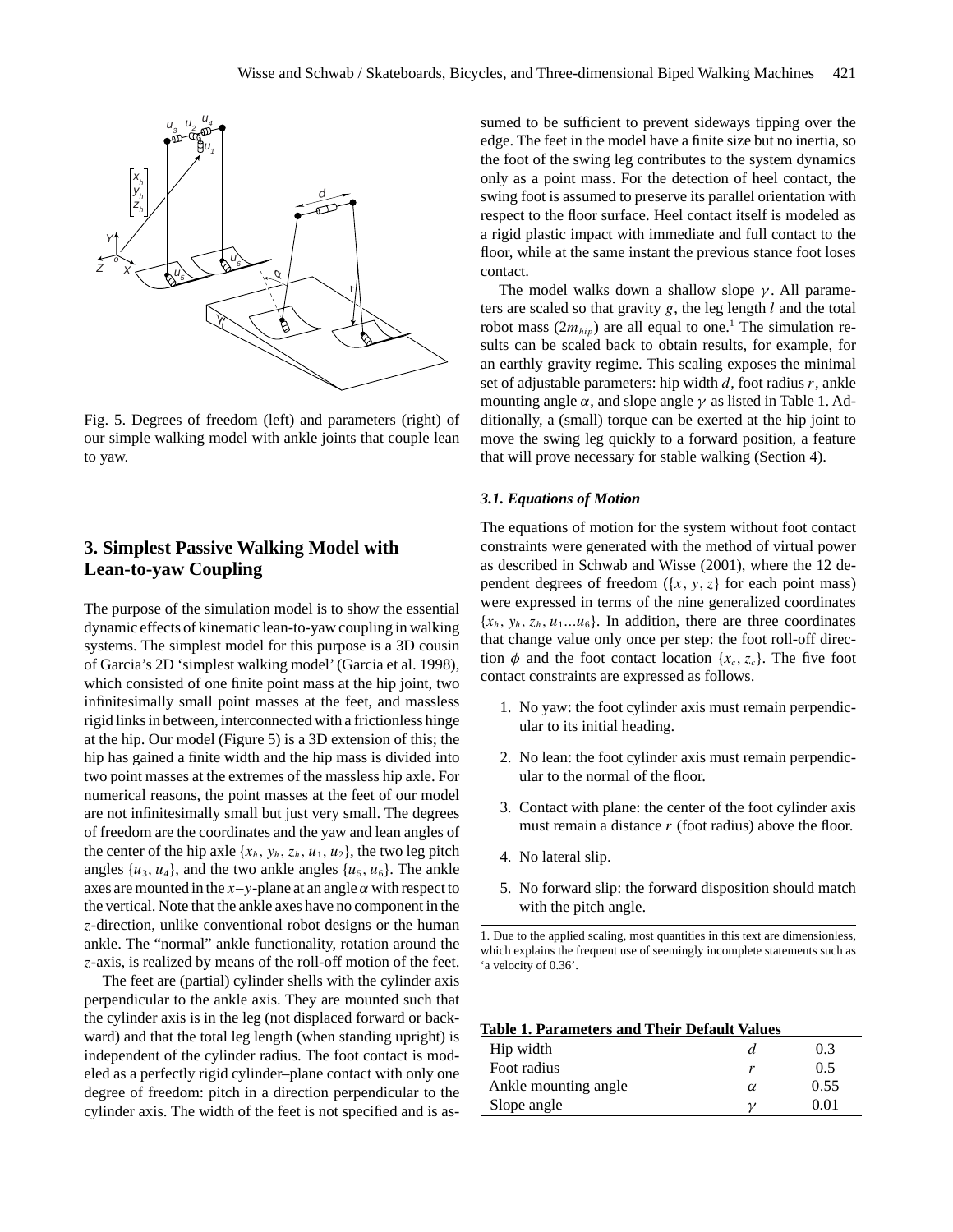Fig. 5. Degrees of freedom (left) and parameters (right) of our simple walking model with ankle joints that couple lean to yaw.

## 3. Simplest Passive Walking Model with Lean-to-yaw Coupling

The purpose of the simulation model is to show the essential dynamic effects of kinematic lean-to-yaw coupling in walking systems. The simplest model for this purpose is a 3D cousin of Garcia's 2D 'simplest walking model' (Garcia et al. 1998), which consisted of one finite point mass at the hip joint, two infinitesimally small point masses at the feet, and massless rigid links in between, interconnected with a frictionless hinge at the hip. Our model (Figure 5) is a 3D extension of this; the hip has gained a finite width and the hip mass is divided into two point masses at the extremes of the massless hip axle. For numerical reasons, the point masses at the feet of our model are not infinitesimally small but just very small. The degrees of freedom are the coordinates and the yaw and lean angles of the center of the hip axle $\{x_h, y_h, z_h, u_1, u_2\}$, the two leg pitch angles $\{u_3, u_4\}$, and the two ankle angles $\{u_5, u_6\}$. The ankle axes are mounted in the $x$–$y$-plane at an angle $\alpha$ with respect to the vertical. Note that the ankle axes have no component in the $z$-direction, unlike conventional robot designs or the human ankle. The "normal" ankle functionality, rotation around the $z$-axis, is realized by means of the roll-off motion of the feet.

The feet are (partial) cylinder shells with the cylinder axis perpendicular to the ankle axis. They are mounted such that the cylinder axis is in the leg (not displaced forward or backward) and that the total leg length (when standing upright) is independent of the cylinder radius. The foot contact is modeled as a perfectly rigid cylinder–plane contact with only one degree of freedom: pitch in a direction perpendicular to the cylinder axis. The width of the feet is not specified and is assumed to be sufficient to prevent sideways tipping over the edge. The feet in the model have a finite size but no inertia, so the foot of the swing leg contributes to the system dynamics only as a point mass. For the detection of heel contact, the swing foot is assumed to preserve its parallel orientation with respect to the floor surface. Heel contact itself is modeled as a rigid plastic impact with immediate and full contact to the floor, while at the same instant the previous stance foot loses contact.

The model walks down a shallow slope $\gamma$. All parameters are scaled so that gravity $g$, the leg length $l$ and the total robot mass ($2m_{hip}$) are all equal to one.[1] The simulation results can be scaled back to obtain results, for example, for an earthly gravity regime. This scaling exposes the minimal set of adjustable parameters: hip width $d$, foot radius $r$, ankle mounting angle $\alpha$, and slope angle $\gamma$ as listed in Table 1. Additionally, a (small) torque can be exerted at the hip joint to move the swing leg quickly to a forward position, a feature that will prove necessary for stable walking (Section 4).

### 3.1. Equations of Motion

The equations of motion for the system without foot contact constraints were generated with the method of virtual power as described in Schwab and Wisse (2001), where the 12 dependent degrees of freedom ($\{x, y, z\}$ for each point mass) were expressed in terms of the nine generalized coordinates $\{x_h, y_h, z_h, u_1 \ldots u_6\}$. In addition, there are three coordinates that change value only once per step: the foot roll-off direction $\phi$ and the foot contact location $\{x_c, z_c\}$. The five foot contact constraints are expressed as follows.

1. No yaw: the foot cylinder axis must remain perpendicular to its initial heading.
2. No lean: the foot cylinder axis must remain perpendicular to the normal of the floor.
3. Contact with plane: the center of the foot cylinder axis must remain a distance $r$ (foot radius) above the floor.
4. No lateral slip.
5. No forward slip: the forward disposition should match with the pitch angle.

[1] Due to the applied scaling, most quantities in this text are dimensionless, which explains the frequent use of seemingly incomplete statements such as 'a velocity of 0.36'.

**Table 1. Parameters and Their Default Values**

| | | |
|---|---|---|
| Hip width | $d$ | 0.3 |
| Foot radius | $r$ | 0.5 |
| Ankle mounting angle | $\alpha$ | 0.55 |
| Slope angle | $\gamma$ | 0.01 |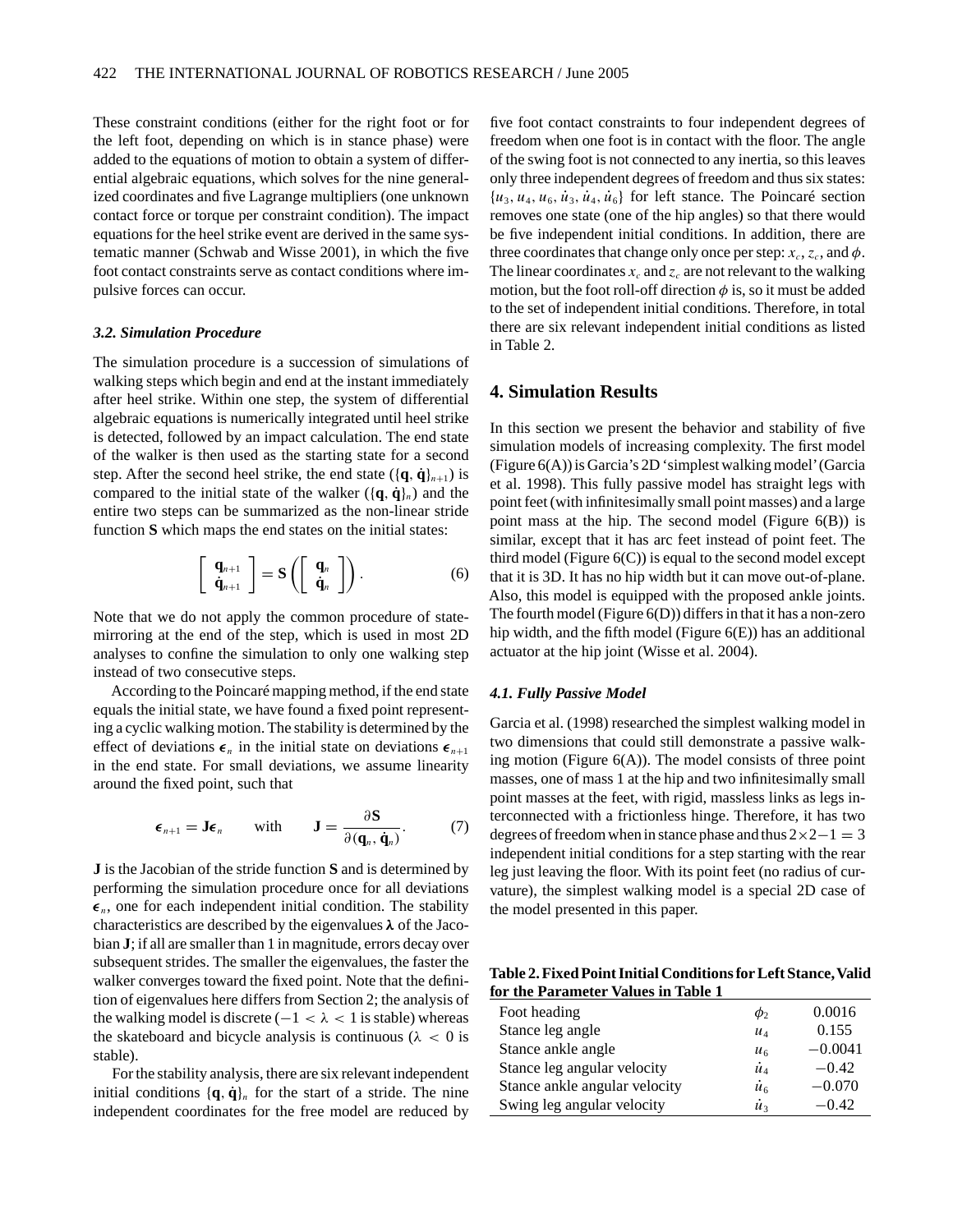These constraint conditions (either for the right foot or for the left foot, depending on which is in stance phase) were added to the equations of motion to obtain a system of differential algebraic equations, which solves for the nine generalized coordinates and five Lagrange multipliers (one unknown contact force or torque per constraint condition). The impact equations for the heel strike event are derived in the same systematic manner (Schwab and Wisse 2001), in which the five foot contact constraints serve as contact conditions where impulsive forces can occur.

### 3.2. Simulation Procedure

The simulation procedure is a succession of simulations of walking steps which begin and end at the instant immediately after heel strike. Within one step, the system of differential algebraic equations is numerically integrated until heel strike is detected, followed by an impact calculation. The end state of the walker is then used as the starting state for a second step. After the second heel strike, the end state ($\{\mathbf{q}, \dot{\mathbf{q}}\}_{n+1}$) is compared to the initial state of the walker ($\{\mathbf{q}, \dot{\mathbf{q}}\}_n$) and the entire two steps can be summarized as the non-linear stride function **S** which maps the end states on the initial states:

$$\begin{bmatrix} \mathbf{q}_{n+1} \\ \dot{\mathbf{q}}_{n+1} \end{bmatrix} = \mathbf{S}\left( \begin{bmatrix} \mathbf{q}_n \\ \dot{\mathbf{q}}_n \end{bmatrix} \right). \tag{6}$$

Note that we do not apply the common procedure of state-mirroring at the end of the step, which is used in most 2D analyses to confine the simulation to only one walking step instead of two consecutive steps.

According to the Poincaré mapping method, if the end state equals the initial state, we have found a fixed point representing a cyclic walking motion. The stability is determined by the effect of deviations $\boldsymbol{\epsilon}_n$ in the initial state on deviations $\boldsymbol{\epsilon}_{n+1}$ in the end state. For small deviations, we assume linearity around the fixed point, such that

$$\boldsymbol{\epsilon}_{n+1} = \mathbf{J}\boldsymbol{\epsilon}_n \qquad \text{with} \qquad \mathbf{J} = \frac{\partial \mathbf{S}}{\partial (\mathbf{q}_n, \dot{\mathbf{q}}_n)}. \tag{7}$$

**J** is the Jacobian of the stride function **S** and is determined by performing the simulation procedure once for all deviations $\boldsymbol{\epsilon}_n$, one for each independent initial condition. The stability characteristics are described by the eigenvalues $\boldsymbol{\lambda}$ of the Jacobian **J**; if all are smaller than 1 in magnitude, errors decay over subsequent strides. The smaller the eigenvalues, the faster the walker converges toward the fixed point. Note that the definition of eigenvalues here differs from Section 2; the analysis of the walking model is discrete ($-1 < \lambda < 1$ is stable) whereas the skateboard and bicycle analysis is continuous ($\lambda < 0$ is stable).

For the stability analysis, there are six relevant independent initial conditions $\{\mathbf{q}, \dot{\mathbf{q}}\}_n$ for the start of a stride. The nine independent coordinates for the free model are reduced by five foot contact constraints to four independent degrees of freedom when one foot is in contact with the floor. The angle of the swing foot is not connected to any inertia, so this leaves only three independent degrees of freedom and thus six states: $\{u_3, u_4, u_6, \dot{u}_3, \dot{u}_4, \dot{u}_6\}$ for left stance. The Poincaré section removes one state (one of the hip angles) so that there would be five independent initial conditions. In addition, there are three coordinates that change only once per step: $x_c$, $z_c$, and $\phi$. The linear coordinates $x_c$ and $z_c$ are not relevant to the walking motion, but the foot roll-off direction $\phi$ is, so it must be added to the set of independent initial conditions. Therefore, in total there are six relevant independent initial conditions as listed in Table 2.

## 4. Simulation Results

In this section we present the behavior and stability of five simulation models of increasing complexity. The first model (Figure 6(A)) is Garcia's 2D 'simplest walking model' (Garcia et al. 1998). This fully passive model has straight legs with point feet (with infinitesimally small point masses) and a large point mass at the hip. The second model (Figure 6(B)) is similar, except that it has arc feet instead of point feet. The third model (Figure 6(C)) is equal to the second model except that it is 3D. It has no hip width but it can move out-of-plane. Also, this model is equipped with the proposed ankle joints. The fourth model (Figure 6(D)) differs in that it has a non-zero hip width, and the fifth model (Figure 6(E)) has an additional actuator at the hip joint (Wisse et al. 2004).

### 4.1. Fully Passive Model

Garcia et al. (1998) researched the simplest walking model in two dimensions that could still demonstrate a passive walking motion (Figure 6(A)). The model consists of three point masses, one of mass 1 at the hip and two infinitesimally small point masses at the feet, with rigid, massless links as legs interconnected with a frictionless hinge. Therefore, it has two degrees of freedom when in stance phase and thus $2 \times 2 - 1 = 3$ independent initial conditions for a step starting with the rear leg just leaving the floor. With its point feet (no radius of curvature), the simplest walking model is a special 2D case of the model presented in this paper.

**Table 2. Fixed Point Initial Conditions for Left Stance, Valid for the Parameter Values in Table 1**

| | | |
|---|---|---|
| Foot heading | $\phi_2$ | 0.0016 |
| Stance leg angle | $u_4$ | 0.155 |
| Stance ankle angle | $u_6$ | $-0.0041$ |
| Stance leg angular velocity | $\dot{u}_4$ | $-0.42$ |
| Stance ankle angular velocity | $\dot{u}_6$ | $-0.070$ |
| Swing leg angular velocity | $\dot{u}_3$ | $-0.42$ |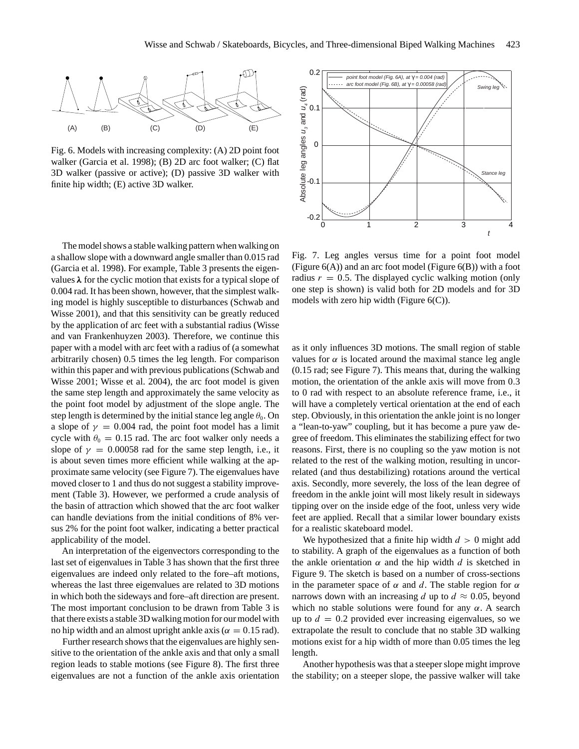Fig. 6. Models with increasing complexity: (A) 2D point foot walker (Garcia et al. 1998); (B) 2D arc foot walker; (C) flat 3D walker (passive or active); (D) passive 3D walker with finite hip width; (E) active 3D walker.

Fig. 7. Leg angles versus time for a point foot model (Figure 6(A)) and an arc foot model (Figure 6(B)) with a foot radius $r = 0.5$. The displayed cyclic walking motion (only one step is shown) is valid both for 2D models and for 3D models with zero hip width (Figure 6(C)).

The model shows a stable walking pattern when walking on a shallow slope with a downward angle smaller than 0.015 rad (Garcia et al. 1998). For example, Table 3 presents the eigenvalues $\boldsymbol{\lambda}$ for the cyclic motion that exists for a typical slope of 0.004 rad. It has been shown, however, that the simplest walking model is highly susceptible to disturbances (Schwab and Wisse 2001), and that this sensitivity can be greatly reduced by the application of arc feet with a substantial radius (Wisse and van Frankenhuyzen 2003). Therefore, we continue this paper with a model with arc feet with a radius of (a somewhat arbitrarily chosen) 0.5 times the leg length. For comparison within this paper and with previous publications (Schwab and Wisse 2001; Wisse et al. 2004), the arc foot model is given the same step length and approximately the same velocity as the point foot model by adjustment of the slope angle. The step length is determined by the initial stance leg angle $\theta_0$. On a slope of $\gamma = 0.004$ rad, the point foot model has a limit cycle with $\theta_0 = 0.15$ rad. The arc foot walker only needs a slope of $\gamma = 0.00058$ rad for the same step length, i.e., it is about seven times more efficient while walking at the approximate same velocity (see Figure 7). The eigenvalues have moved closer to 1 and thus do not suggest a stability improvement (Table 3). However, we performed a crude analysis of the basin of attraction which showed that the arc foot walker can handle deviations from the initial conditions of 8% versus 2% for the point foot walker, indicating a better practical applicability of the model.

An interpretation of the eigenvectors corresponding to the last set of eigenvalues in Table 3 has shown that the first three eigenvalues are indeed only related to the fore–aft motions, whereas the last three eigenvalues are related to 3D motions in which both the sideways and fore–aft direction are present. The most important conclusion to be drawn from Table 3 is that there exists a stable 3D walking motion for our model with no hip width and an almost upright ankle axis ($\alpha = 0.15$ rad).

Further research shows that the eigenvalues are highly sensitive to the orientation of the ankle axis and that only a small region leads to stable motions (see Figure 8). The first three eigenvalues are not a function of the ankle axis orientation as it only influences 3D motions. The small region of stable values for $\alpha$ is located around the maximal stance leg angle (0.15 rad; see Figure 7). This means that, during the walking motion, the orientation of the ankle axis will move from 0.3 to 0 rad with respect to an absolute reference frame, i.e., it will have a completely vertical orientation at the end of each step. Obviously, in this orientation the ankle joint is no longer a "lean-to-yaw" coupling, but it has become a pure yaw degree of freedom. This eliminates the stabilizing effect for two reasons. First, there is no coupling so the yaw motion is not related to the rest of the walking motion, resulting in uncorrelated (and thus destabilizing) rotations around the vertical axis. Secondly, more severely, the loss of the lean degree of freedom in the ankle joint will most likely result in sideways tipping over on the inside edge of the foot, unless very wide feet are applied. Recall that a similar lower boundary exists for a realistic skateboard model.

We hypothesized that a finite hip width $d > 0$ might add to stability. A graph of the eigenvalues as a function of both the ankle orientation $\alpha$ and the hip width $d$ is sketched in Figure 9. The sketch is based on a number of cross-sections in the parameter space of $\alpha$ and $d$. The stable region for $\alpha$ narrows down with an increasing $d$ up to $d \approx 0.05$, beyond which no stable solutions were found for any $\alpha$. A search up to $d = 0.2$ provided ever increasing eigenvalues, so we extrapolate the result to conclude that no stable 3D walking motions exist for a hip width of more than 0.05 times the leg length.

Another hypothesis was that a steeper slope might improve the stability; on a steeper slope, the passive walker will take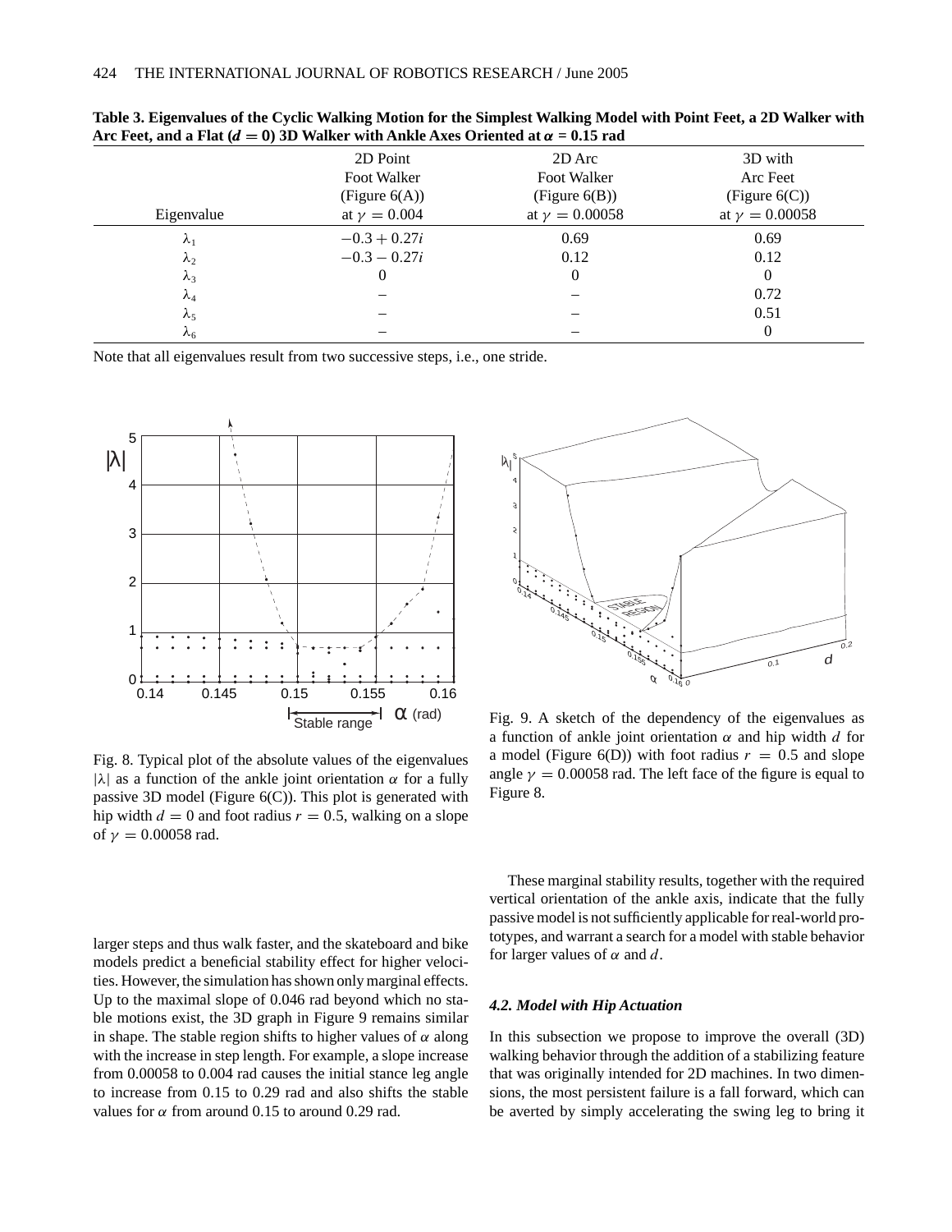**Table 3. Eigenvalues of the Cyclic Walking Motion for the Simplest Walking Model with Point Feet, a 2D Walker with Arc Feet, and a Flat ($d = 0$) 3D Walker with Ankle Axes Oriented at $\alpha = 0.15$ rad**

| Eigenvalue | 2D Point Foot Walker (Figure 6(A)) at $\gamma = 0.004$ | 2D Arc Foot Walker (Figure 6(B)) at $\gamma = 0.00058$ | 3D with Arc Feet (Figure 6(C)) at $\gamma = 0.00058$ |
|---|---|---|---|
| $\lambda_1$ | $-0.3 + 0.27i$ | 0.69 | 0.69 |
| $\lambda_2$ | $-0.3 - 0.27i$ | 0.12 | 0.12 |
| $\lambda_3$ | 0 | 0 | 0 |
| $\lambda_4$ | – | – | 0.72 |
| $\lambda_5$ | – | – | 0.51 |
| $\lambda_6$ | – | – | 0 |

Note that all eigenvalues result from two successive steps, i.e., one stride.

Fig. 8. Typical plot of the absolute values of the eigenvalues $|\lambda|$ as a function of the ankle joint orientation $\alpha$ for a fully passive 3D model (Figure 6(C)). This plot is generated with hip width $d = 0$ and foot radius $r = 0.5$, walking on a slope of $\gamma = 0.00058$ rad.

Fig. 9. A sketch of the dependency of the eigenvalues as a function of ankle joint orientation $\alpha$ and hip width $d$ for a model (Figure 6(D)) with foot radius $r = 0.5$ and slope angle $\gamma = 0.00058$ rad. The left face of the figure is equal to Figure 8.

larger steps and thus walk faster, and the skateboard and bike models predict a beneficial stability effect for higher velocities. However, the simulation has shown only marginal effects. Up to the maximal slope of 0.046 rad beyond which no stable motions exist, the 3D graph in Figure 9 remains similar in shape. The stable region shifts to higher values of $\alpha$ along with the increase in step length. For example, a slope increase from 0.00058 to 0.004 rad causes the initial stance leg angle to increase from 0.15 to 0.29 rad and also shifts the stable values for $\alpha$ from around 0.15 to around 0.29 rad.

These marginal stability results, together with the required vertical orientation of the ankle axis, indicate that the fully passive model is not sufficiently applicable for real-world prototypes, and warrant a search for a model with stable behavior for larger values of $\alpha$ and $d$.

### *4.2. Model with Hip Actuation*

In this subsection we propose to improve the overall (3D) walking behavior through the addition of a stabilizing feature that was originally intended for 2D machines. In two dimensions, the most persistent failure is a fall forward, which can be averted by simply accelerating the swing leg to bring it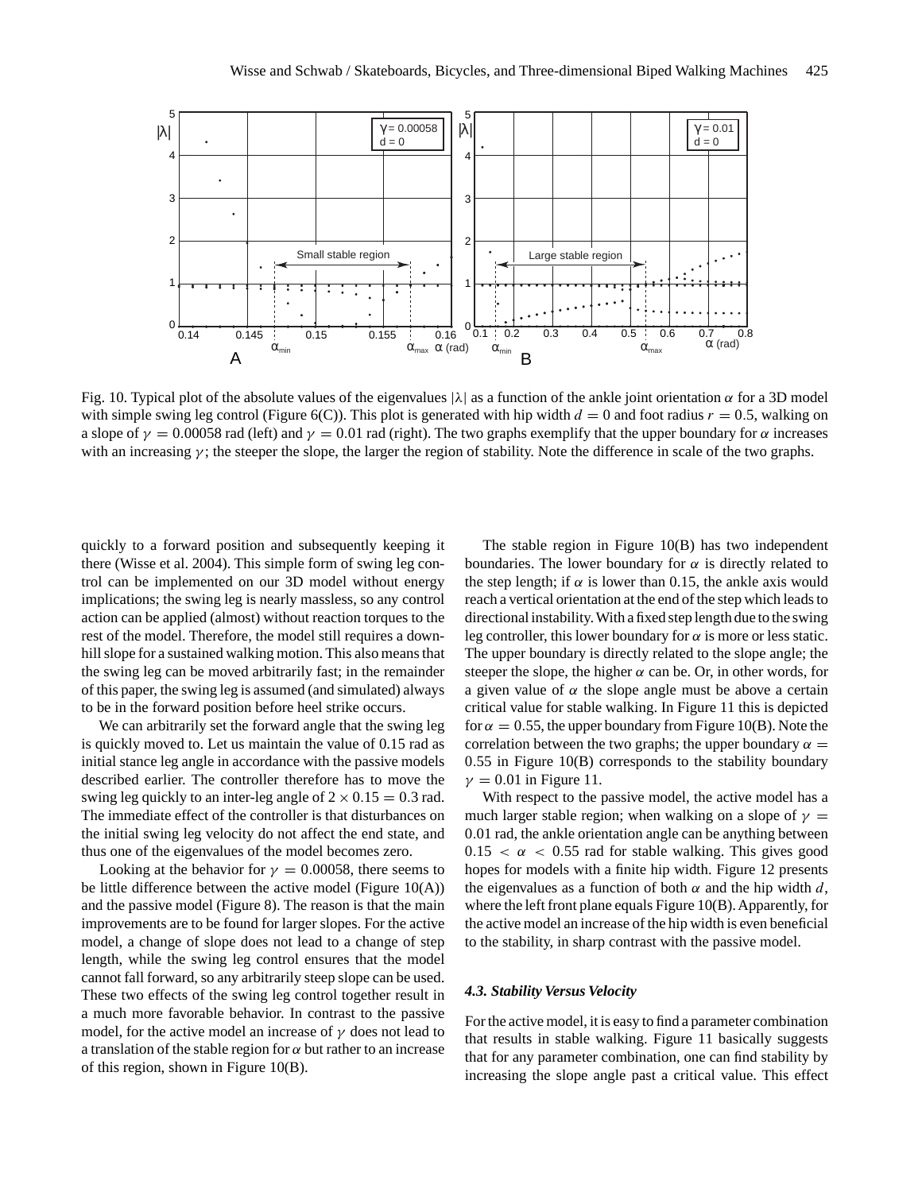Fig. 10. Typical plot of the absolute values of the eigenvalues $|\lambda|$ as a function of the ankle joint orientation $\alpha$ for a 3D model with simple swing leg control (Figure 6(C)). This plot is generated with hip width $d = 0$ and foot radius $r = 0.5$, walking on a slope of $\gamma = 0.00058$ rad (left) and $\gamma = 0.01$ rad (right). The two graphs exemplify that the upper boundary for $\alpha$ increases with an increasing $\gamma$; the steeper the slope, the larger the region of stability. Note the difference in scale of the two graphs.

quickly to a forward position and subsequently keeping it there (Wisse et al. 2004). This simple form of swing leg control can be implemented on our 3D model without energy implications; the swing leg is nearly massless, so any control action can be applied (almost) without reaction torques to the rest of the model. Therefore, the model still requires a downhill slope for a sustained walking motion. This also means that the swing leg can be moved arbitrarily fast; in the remainder of this paper, the swing leg is assumed (and simulated) always to be in the forward position before heel strike occurs.

We can arbitrarily set the forward angle that the swing leg is quickly moved to. Let us maintain the value of 0.15 rad as initial stance leg angle in accordance with the passive models described earlier. The controller therefore has to move the swing leg quickly to an inter-leg angle of $2 \times 0.15 = 0.3$ rad. The immediate effect of the controller is that disturbances on the initial swing leg velocity do not affect the end state, and thus one of the eigenvalues of the model becomes zero.

Looking at the behavior for $\gamma = 0.00058$, there seems to be little difference between the active model (Figure 10(A)) and the passive model (Figure 8). The reason is that the main improvements are to be found for larger slopes. For the active model, a change of slope does not lead to a change of step length, while the swing leg control ensures that the model cannot fall forward, so any arbitrarily steep slope can be used. These two effects of the swing leg control together result in a much more favorable behavior. In contrast to the passive model, for the active model an increase of $\gamma$ does not lead to a translation of the stable region for $\alpha$ but rather to an increase of this region, shown in Figure 10(B).

The stable region in Figure 10(B) has two independent boundaries. The lower boundary for $\alpha$ is directly related to the step length; if $\alpha$ is lower than 0.15, the ankle axis would reach a vertical orientation at the end of the step which leads to directional instability. With a fixed step length due to the swing leg controller, this lower boundary for $\alpha$ is more or less static. The upper boundary is directly related to the slope angle; the steeper the slope, the higher $\alpha$ can be. Or, in other words, for a given value of $\alpha$ the slope angle must be above a certain critical value for stable walking. In Figure 11 this is depicted for $\alpha = 0.55$, the upper boundary from Figure 10(B). Note the correlation between the two graphs; the upper boundary $\alpha = 0.55$ in Figure 10(B) corresponds to the stability boundary $\gamma = 0.01$ in Figure 11.

With respect to the passive model, the active model has a much larger stable region; when walking on a slope of $\gamma = 0.01$ rad, the ankle orientation angle can be anything between $0.15 < \alpha < 0.55$ rad for stable walking. This gives good hopes for models with a finite hip width. Figure 12 presents the eigenvalues as a function of both $\alpha$ and the hip width $d$, where the left front plane equals Figure 10(B). Apparently, for the active model an increase of the hip width is even beneficial to the stability, in sharp contrast with the passive model.

### *4.3. Stability Versus Velocity*

For the active model, it is easy to find a parameter combination that results in stable walking. Figure 11 basically suggests that for any parameter combination, one can find stability by increasing the slope angle past a critical value. This effect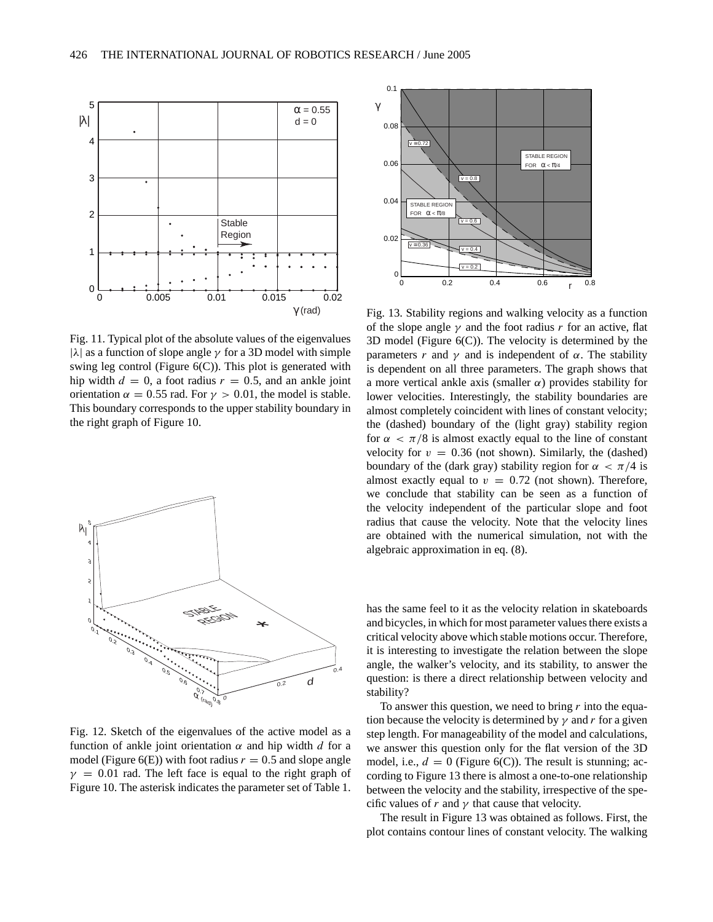Fig. 11. Typical plot of the absolute values of the eigenvalues $|\lambda|$ as a function of slope angle $\gamma$ for a 3D model with simple swing leg control (Figure 6(C)). This plot is generated with hip width $d = 0$, a foot radius $r = 0.5$, and an ankle joint orientation $\alpha = 0.55$ rad. For $\gamma > 0.01$, the model is stable. This boundary corresponds to the upper stability boundary in the right graph of Figure 10.

Fig. 12. Sketch of the eigenvalues of the active model as a function of ankle joint orientation $\alpha$ and hip width $d$ for a model (Figure 6(E)) with foot radius $r = 0.5$ and slope angle $\gamma = 0.01$ rad. The left face is equal to the right graph of Figure 10. The asterisk indicates the parameter set of Table 1.

Fig. 13. Stability regions and walking velocity as a function of the slope angle $\gamma$ and the foot radius $r$ for an active, flat 3D model (Figure 6(C)). The velocity is determined by the parameters $r$ and $\gamma$ and is independent of $\alpha$. The stability is dependent on all three parameters. The graph shows that a more vertical ankle axis (smaller $\alpha$) provides stability for lower velocities. Interestingly, the stability boundaries are almost completely coincident with lines of constant velocity; the (dashed) boundary of the (light gray) stability region for $\alpha < \pi/8$ is almost exactly equal to the line of constant velocity for $v = 0.36$ (not shown). Similarly, the (dashed) boundary of the (dark gray) stability region for $\alpha < \pi/4$ is almost exactly equal to $v = 0.72$ (not shown). Therefore, we conclude that stability can be seen as a function of the velocity independent of the particular slope and foot radius that cause the velocity. Note that the velocity lines are obtained with the numerical simulation, not with the algebraic approximation in eq. (8).

has the same feel to it as the velocity relation in skateboards and bicycles, in which for most parameter values there exists a critical velocity above which stable motions occur. Therefore, it is interesting to investigate the relation between the slope angle, the walker's velocity, and its stability, to answer the question: is there a direct relationship between velocity and stability?

To answer this question, we need to bring $r$ into the equation because the velocity is determined by $\gamma$ and $r$ for a given step length. For manageability of the model and calculations, we answer this question only for the flat version of the 3D model, i.e., $d = 0$ (Figure 6(C)). The result is stunning; according to Figure 13 there is almost a one-to-one relationship between the velocity and the stability, irrespective of the specific values of $r$ and $\gamma$ that cause that velocity.

The result in Figure 13 was obtained as follows. First, the plot contains contour lines of constant velocity. The walking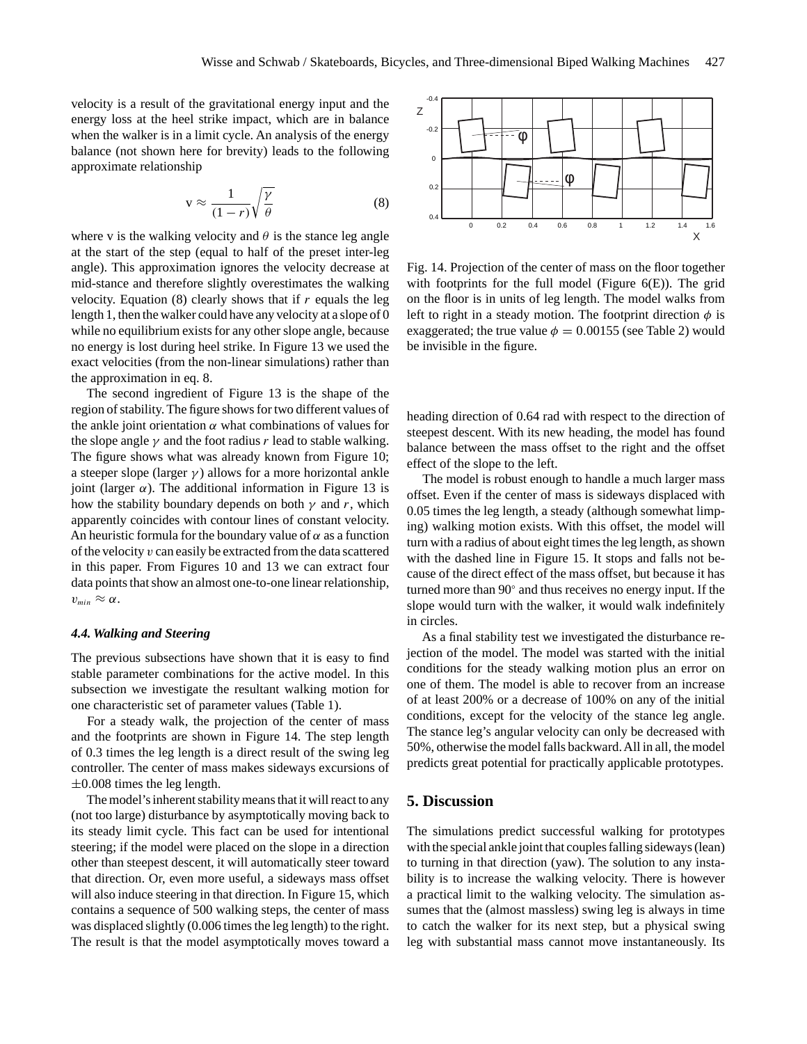velocity is a result of the gravitational energy input and the energy loss at the heel strike impact, which are in balance when the walker is in a limit cycle. An analysis of the energy balance (not shown here for brevity) leads to the following approximate relationship

$$\mathrm{v} \approx \frac{1}{(1-r)}\sqrt{\frac{\gamma}{\theta}} \tag{8}$$

where v is the walking velocity and $\theta$ is the stance leg angle at the start of the step (equal to half of the preset inter-leg angle). This approximation ignores the velocity decrease at mid-stance and therefore slightly overestimates the walking velocity. Equation (8) clearly shows that if $r$ equals the leg length 1, then the walker could have any velocity at a slope of 0 while no equilibrium exists for any other slope angle, because no energy is lost during heel strike. In Figure 13 we used the exact velocities (from the non-linear simulations) rather than the approximation in eq. 8.

The second ingredient of Figure 13 is the shape of the region of stability. The figure shows for two different values of the ankle joint orientation $\alpha$ what combinations of values for the slope angle $\gamma$ and the foot radius $r$ lead to stable walking. The figure shows what was already known from Figure 10; a steeper slope (larger $\gamma$) allows for a more horizontal ankle joint (larger $\alpha$). The additional information in Figure 13 is how the stability boundary depends on both $\gamma$ and $r$, which apparently coincides with contour lines of constant velocity. An heuristic formula for the boundary value of $\alpha$ as a function of the velocity $v$ can easily be extracted from the data scattered in this paper. From Figures 10 and 13 we can extract four data points that show an almost one-to-one linear relationship, $v_{min} \approx \alpha$.

### 4.4. Walking and Steering

The previous subsections have shown that it is easy to find stable parameter combinations for the active model. In this subsection we investigate the resultant walking motion for one characteristic set of parameter values (Table 1).

For a steady walk, the projection of the center of mass and the footprints are shown in Figure 14. The step length of 0.3 times the leg length is a direct result of the swing leg controller. The center of mass makes sideways excursions of $\pm 0.008$ times the leg length.

The model's inherent stability means that it will react to any (not too large) disturbance by asymptotically moving back to its steady limit cycle. This fact can be used for intentional steering; if the model were placed on the slope in a direction other than steepest descent, it will automatically steer toward that direction. Or, even more useful, a sideways mass offset will also induce steering in that direction. In Figure 15, which contains a sequence of 500 walking steps, the center of mass was displaced slightly (0.006 times the leg length) to the right. The result is that the model asymptotically moves toward a heading direction of 0.64 rad with respect to the direction of steepest descent. With its new heading, the model has found balance between the mass offset to the right and the offset effect of the slope to the left.

Fig. 14. Projection of the center of mass on the floor together with footprints for the full model (Figure 6(E)). The grid on the floor is in units of leg length. The model walks from left to right in a steady motion. The footprint direction $\phi$ is exaggerated; the true value $\phi = 0.00155$ (see Table 2) would be invisible in the figure.

The model is robust enough to handle a much larger mass offset. Even if the center of mass is sideways displaced with 0.05 times the leg length, a steady (although somewhat limping) walking motion exists. With this offset, the model will turn with a radius of about eight times the leg length, as shown with the dashed line in Figure 15. It stops and falls not because of the direct effect of the mass offset, but because it has turned more than 90° and thus receives no energy input. If the slope would turn with the walker, it would walk indefinitely in circles.

As a final stability test we investigated the disturbance rejection of the model. The model was started with the initial conditions for the steady walking motion plus an error on one of them. The model is able to recover from an increase of at least 200% or a decrease of 100% on any of the initial conditions, except for the velocity of the stance leg angle. The stance leg's angular velocity can only be decreased with 50%, otherwise the model falls backward. All in all, the model predicts great potential for practically applicable prototypes.

## 5. Discussion

The simulations predict successful walking for prototypes with the special ankle joint that couples falling sideways (lean) to turning in that direction (yaw). The solution to any instability is to increase the walking velocity. There is however a practical limit to the walking velocity. The simulation assumes that the (almost massless) swing leg is always in time to catch the walker for its next step, but a physical swing leg with substantial mass cannot move instantaneously. Its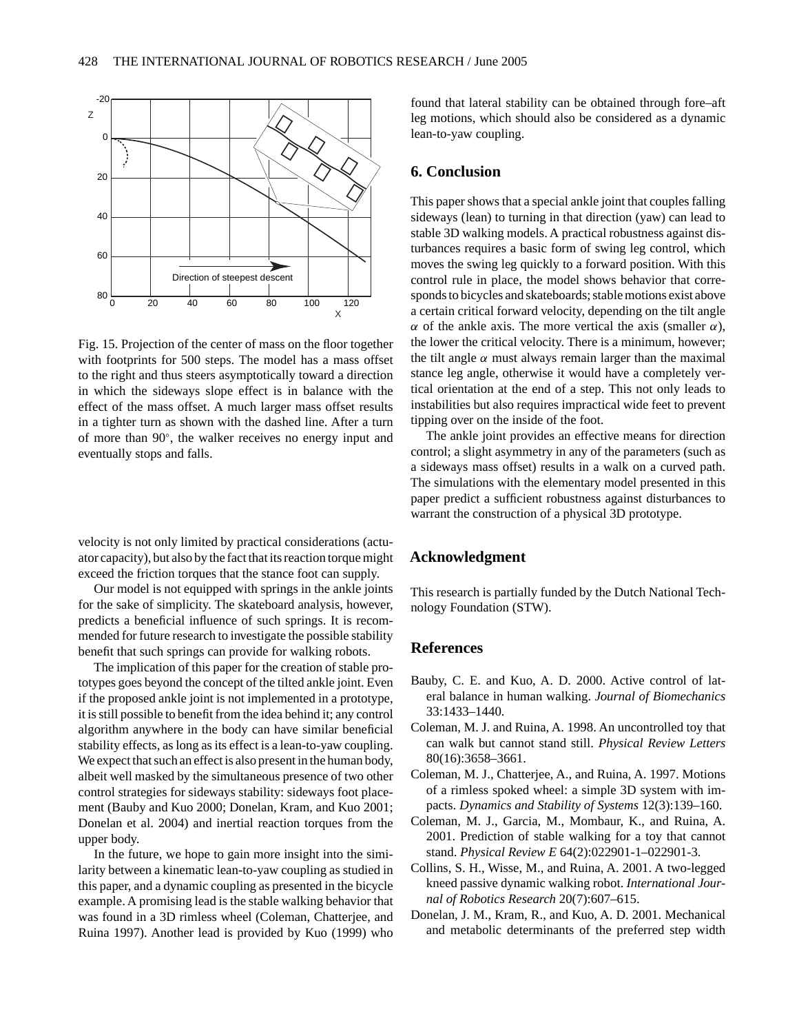-20
Z
0
20
40
60
80
0 20 40 60 80 100 120
X
Direction of steepest descent

Fig. 15. Projection of the center of mass on the floor together with footprints for 500 steps. The model has a mass offset to the right and thus steers asymptotically toward a direction in which the sideways slope effect is in balance with the effect of the mass offset. A much larger mass offset results in a tighter turn as shown with the dashed line. After a turn of more than 90°, the walker receives no energy input and eventually stops and falls.

velocity is not only limited by practical considerations (actuator capacity), but also by the fact that its reaction torque might exceed the friction torques that the stance foot can supply.

Our model is not equipped with springs in the ankle joints for the sake of simplicity. The skateboard analysis, however, predicts a beneficial influence of such springs. It is recommended for future research to investigate the possible stability benefit that such springs can provide for walking robots.

The implication of this paper for the creation of stable prototypes goes beyond the concept of the tilted ankle joint. Even if the proposed ankle joint is not implemented in a prototype, it is still possible to benefit from the idea behind it; any control algorithm anywhere in the body can have similar beneficial stability effects, as long as its effect is a lean-to-yaw coupling. We expect that such an effect is also present in the human body, albeit well masked by the simultaneous presence of two other control strategies for sideways stability: sideways foot placement (Bauby and Kuo 2000; Donelan, Kram, and Kuo 2001; Donelan et al. 2004) and inertial reaction torques from the upper body.

In the future, we hope to gain more insight into the similarity between a kinematic lean-to-yaw coupling as studied in this paper, and a dynamic coupling as presented in the bicycle example. A promising lead is the stable walking behavior that was found in a 3D rimless wheel (Coleman, Chatterjee, and Ruina 1997). Another lead is provided by Kuo (1999) who found that lateral stability can be obtained through fore–aft leg motions, which should also be considered as a dynamic lean-to-yaw coupling.

## 6. Conclusion

This paper shows that a special ankle joint that couples falling sideways (lean) to turning in that direction (yaw) can lead to stable 3D walking models. A practical robustness against disturbances requires a basic form of swing leg control, which moves the swing leg quickly to a forward position. With this control rule in place, the model shows behavior that corresponds to bicycles and skateboards; stable motions exist above a certain critical forward velocity, depending on the tilt angle $\alpha$ of the ankle axis. The more vertical the axis (smaller $\alpha$), the lower the critical velocity. There is a minimum, however; the tilt angle $\alpha$ must always remain larger than the maximal stance leg angle, otherwise it would have a completely vertical orientation at the end of a step. This not only leads to instabilities but also requires impractical wide feet to prevent tipping over on the inside of the foot.

The ankle joint provides an effective means for direction control; a slight asymmetry in any of the parameters (such as a sideways mass offset) results in a walk on a curved path. The simulations with the elementary model presented in this paper predict a sufficient robustness against disturbances to warrant the construction of a physical 3D prototype.

## Acknowledgment

This research is partially funded by the Dutch National Technology Foundation (STW).

## References

Bauby, C. E. and Kuo, A. D. 2000. Active control of lateral balance in human walking. *Journal of Biomechanics* 33:1433–1440.

Coleman, M. J. and Ruina, A. 1998. An uncontrolled toy that can walk but cannot stand still. *Physical Review Letters* 80(16):3658–3661.

Coleman, M. J., Chatterjee, A., and Ruina, A. 1997. Motions of a rimless spoked wheel: a simple 3D system with impacts. *Dynamics and Stability of Systems* 12(3):139–160.

Coleman, M. J., Garcia, M., Mombaur, K., and Ruina, A. 2001. Prediction of stable walking for a toy that cannot stand. *Physical Review E* 64(2):022901-1–022901-3.

Collins, S. H., Wisse, M., and Ruina, A. 2001. A two-legged kneed passive dynamic walking robot. *International Journal of Robotics Research* 20(7):607–615.

Donelan, J. M., Kram, R., and Kuo, A. D. 2001. Mechanical and metabolic determinants of the preferred step width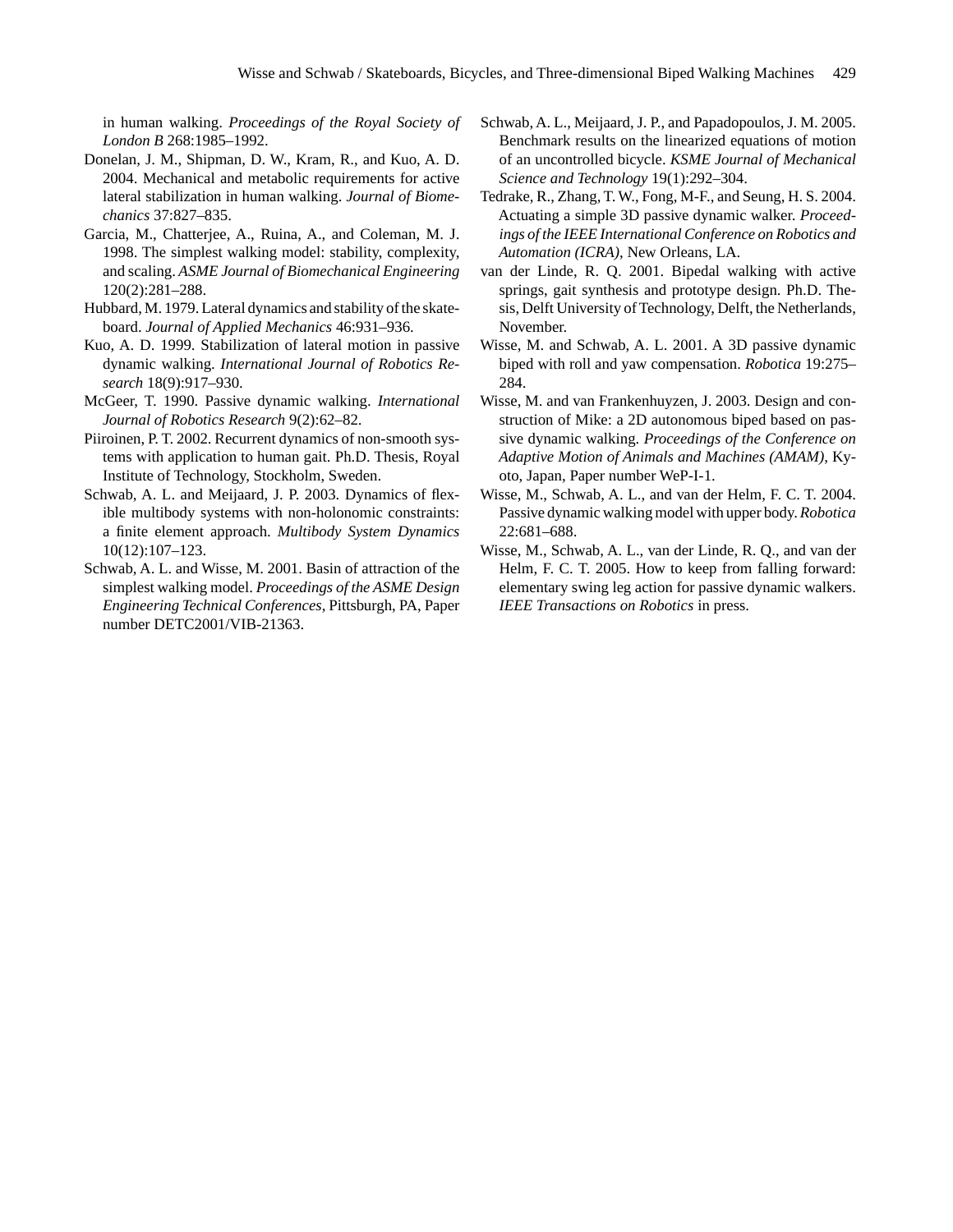in human walking. *Proceedings of the Royal Society of London B* 268:1985–1992.

Donelan, J. M., Shipman, D. W., Kram, R., and Kuo, A. D. 2004. Mechanical and metabolic requirements for active lateral stabilization in human walking. *Journal of Biomechanics* 37:827–835.

Garcia, M., Chatterjee, A., Ruina, A., and Coleman, M. J. 1998. The simplest walking model: stability, complexity, and scaling. *ASME Journal of Biomechanical Engineering* 120(2):281–288.

Hubbard, M. 1979. Lateral dynamics and stability of the skateboard. *Journal of Applied Mechanics* 46:931–936.

Kuo, A. D. 1999. Stabilization of lateral motion in passive dynamic walking. *International Journal of Robotics Research* 18(9):917–930.

McGeer, T. 1990. Passive dynamic walking. *International Journal of Robotics Research* 9(2):62–82.

Piiroinen, P. T. 2002. Recurrent dynamics of non-smooth systems with application to human gait. Ph.D. Thesis, Royal Institute of Technology, Stockholm, Sweden.

Schwab, A. L. and Meijaard, J. P. 2003. Dynamics of flexible multibody systems with non-holonomic constraints: a finite element approach. *Multibody System Dynamics* 10(12):107–123.

Schwab, A. L. and Wisse, M. 2001. Basin of attraction of the simplest walking model. *Proceedings of the ASME Design Engineering Technical Conferences*, Pittsburgh, PA, Paper number DETC2001/VIB-21363.

Schwab, A. L., Meijaard, J. P., and Papadopoulos, J. M. 2005. Benchmark results on the linearized equations of motion of an uncontrolled bicycle. *KSME Journal of Mechanical Science and Technology* 19(1):292–304.

Tedrake, R., Zhang, T. W., Fong, M-F., and Seung, H. S. 2004. Actuating a simple 3D passive dynamic walker. *Proceedings of the IEEE International Conference on Robotics and Automation (ICRA)*, New Orleans, LA.

van der Linde, R. Q. 2001. Bipedal walking with active springs, gait synthesis and prototype design. Ph.D. Thesis, Delft University of Technology, Delft, the Netherlands, November.

Wisse, M. and Schwab, A. L. 2001. A 3D passive dynamic biped with roll and yaw compensation. *Robotica* 19:275–284.

Wisse, M. and van Frankenhuyzen, J. 2003. Design and construction of Mike: a 2D autonomous biped based on passive dynamic walking. *Proceedings of the Conference on Adaptive Motion of Animals and Machines (AMAM)*, Kyoto, Japan, Paper number WeP-I-1.

Wisse, M., Schwab, A. L., and van der Helm, F. C. T. 2004. Passive dynamic walking model with upper body. *Robotica* 22:681–688.

Wisse, M., Schwab, A. L., van der Linde, R. Q., and van der Helm, F. C. T. 2005. How to keep from falling forward: elementary swing leg action for passive dynamic walkers. *IEEE Transactions on Robotics* in press.